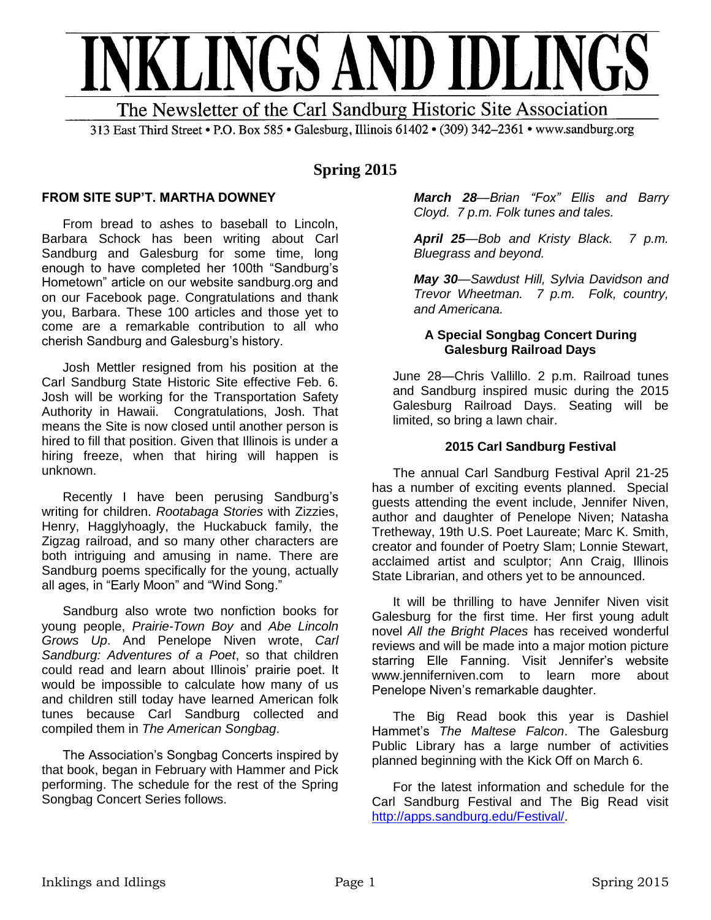# INKLINGS AND IDLINGS

The Newsletter of the Carl Sandburg Historic Site Association

313 East Third Street • P.O. Box 585 • Galesburg, Illinois 61402 • (309) 342–2361 • www.sandburg.org

## Spring 2015

### FROM SITE SUP'T. MARTHA DOWNEY

From bread to ashes to baseball to Lincoln, Barbara Schock has been writing about Carl Sandburg and Galesburg for some time, long enough to have completed her 100th "Sandburg's Hometown" article on our website sandburg.org and on our Facebook page. Congratulations and thank you, Barbara. These 100 articles and those yet to come are a remarkable contribution to all who cherish Sandburg and Galesburg's history.

Josh Mettler resigned from his position at the Carl Sandburg State Historic Site effective Feb. 6. Josh will be working for the Transportation Safety Authority in Hawaii. Congratulations, Josh. That means the Site is now closed until another person is hired to fill that position. Given that Illinois is under a hiring freeze, when that hiring will happen is unknown.

Recently I have been perusing Sandburg's writing for children. *Rootabaga Stories* with Zizzies, Henry, Hagglyhoagly, the Huckabuck family, the Zigzag railroad, and so many other characters are both intriguing and amusing in name. There are Sandburg poems specifically for the young, actually all ages, in "Early Moon" and "Wind Song."

Sandburg also wrote two nonfiction books for young people, *Prairie-Town Boy* and *Abe Lincoln Grows Up*. And Penelope Niven wrote, *Carl Sandburg: Adventures of a Poet*, so that children could read and learn about Illinois' prairie poet. It would be impossible to calculate how many of us and children still today have learned American folk tunes because Carl Sandburg collected and compiled them in *The American Songbag*.

The Association's Songbag Concerts inspired by that book, began in February with Hammer and Pick performing. The schedule for the rest of the Spring Songbag Concert Series follows.

***March 28****—Brian "Fox" Ellis and Barry Cloyd. 7 p.m. Folk tunes and tales.*

***April 25****—Bob and Kristy Black. 7 p.m. Bluegrass and beyond.*

***May 30****—Sawdust Hill, Sylvia Davidson and Trevor Wheetman. 7 p.m. Folk, country, and Americana.*

### A Special Songbag Concert During Galesburg Railroad Days

June 28—Chris Vallillo. 2 p.m. Railroad tunes and Sandburg inspired music during the 2015 Galesburg Railroad Days. Seating will be limited, so bring a lawn chair.

### 2015 Carl Sandburg Festival

The annual Carl Sandburg Festival April 21-25 has a number of exciting events planned. Special guests attending the event include, Jennifer Niven, author and daughter of Penelope Niven; Natasha Tretheway, 19th U.S. Poet Laureate; Marc K. Smith, creator and founder of Poetry Slam; Lonnie Stewart, acclaimed artist and sculptor; Ann Craig, Illinois State Librarian, and others yet to be announced.

It will be thrilling to have Jennifer Niven visit Galesburg for the first time. Her first young adult novel *All the Bright Places* has received wonderful reviews and will be made into a major motion picture starring Elle Fanning. Visit Jennifer's website www.jenniferniven.com to learn more about Penelope Niven's remarkable daughter.

The Big Read book this year is Dashiel Hammet's *The Maltese Falcon*. The Galesburg Public Library has a large number of activities planned beginning with the Kick Off on March 6.

For the latest information and schedule for the Carl Sandburg Festival and The Big Read visit http://apps.sandburg.edu/Festival/.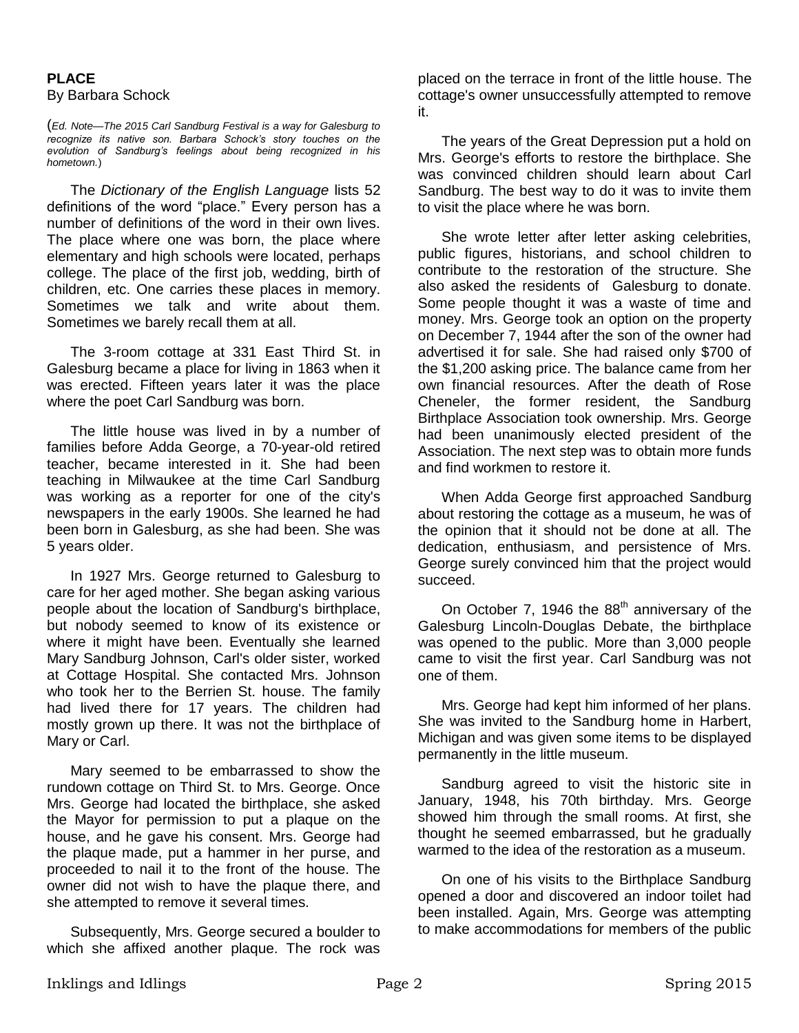**PLACE**

By Barbara Schock

(*Ed. Note—The 2015 Carl Sandburg Festival is a way for Galesburg to recognize its native son. Barbara Schock's story touches on the evolution of Sandburg's feelings about being recognized in his hometown.*)

The *Dictionary of the English Language* lists 52 definitions of the word "place." Every person has a number of definitions of the word in their own lives. The place where one was born, the place where elementary and high schools were located, perhaps college. The place of the first job, wedding, birth of children, etc. One carries these places in memory. Sometimes we talk and write about them. Sometimes we barely recall them at all.

The 3-room cottage at 331 East Third St. in Galesburg became a place for living in 1863 when it was erected. Fifteen years later it was the place where the poet Carl Sandburg was born.

The little house was lived in by a number of families before Adda George, a 70-year-old retired teacher, became interested in it. She had been teaching in Milwaukee at the time Carl Sandburg was working as a reporter for one of the city's newspapers in the early 1900s. She learned he had been born in Galesburg, as she had been. She was 5 years older.

In 1927 Mrs. George returned to Galesburg to care for her aged mother. She began asking various people about the location of Sandburg's birthplace, but nobody seemed to know of its existence or where it might have been. Eventually she learned Mary Sandburg Johnson, Carl's older sister, worked at Cottage Hospital. She contacted Mrs. Johnson who took her to the Berrien St. house. The family had lived there for 17 years. The children had mostly grown up there. It was not the birthplace of Mary or Carl.

Mary seemed to be embarrassed to show the rundown cottage on Third St. to Mrs. George. Once Mrs. George had located the birthplace, she asked the Mayor for permission to put a plaque on the house, and he gave his consent. Mrs. George had the plaque made, put a hammer in her purse, and proceeded to nail it to the front of the house. The owner did not wish to have the plaque there, and she attempted to remove it several times.

Subsequently, Mrs. George secured a boulder to which she affixed another plaque. The rock was placed on the terrace in front of the little house. The cottage's owner unsuccessfully attempted to remove it.

The years of the Great Depression put a hold on Mrs. George's efforts to restore the birthplace. She was convinced children should learn about Carl Sandburg. The best way to do it was to invite them to visit the place where he was born.

She wrote letter after letter asking celebrities, public figures, historians, and school children to contribute to the restoration of the structure. She also asked the residents of Galesburg to donate. Some people thought it was a waste of time and money. Mrs. George took an option on the property on December 7, 1944 after the son of the owner had advertised it for sale. She had raised only $700 of the $1,200 asking price. The balance came from her own financial resources. After the death of Rose Cheneler, the former resident, the Sandburg Birthplace Association took ownership. Mrs. George had been unanimously elected president of the Association. The next step was to obtain more funds and find workmen to restore it.

When Adda George first approached Sandburg about restoring the cottage as a museum, he was of the opinion that it should not be done at all. The dedication, enthusiasm, and persistence of Mrs. George surely convinced him that the project would succeed.

On October 7, 1946 the 88th anniversary of the Galesburg Lincoln-Douglas Debate, the birthplace was opened to the public. More than 3,000 people came to visit the first year. Carl Sandburg was not one of them.

Mrs. George had kept him informed of her plans. She was invited to the Sandburg home in Harbert, Michigan and was given some items to be displayed permanently in the little museum.

Sandburg agreed to visit the historic site in January, 1948, his 70th birthday. Mrs. George showed him through the small rooms. At first, she thought he seemed embarrassed, but he gradually warmed to the idea of the restoration as a museum.

On one of his visits to the Birthplace Sandburg opened a door and discovered an indoor toilet had been installed. Again, Mrs. George was attempting to make accommodations for members of the public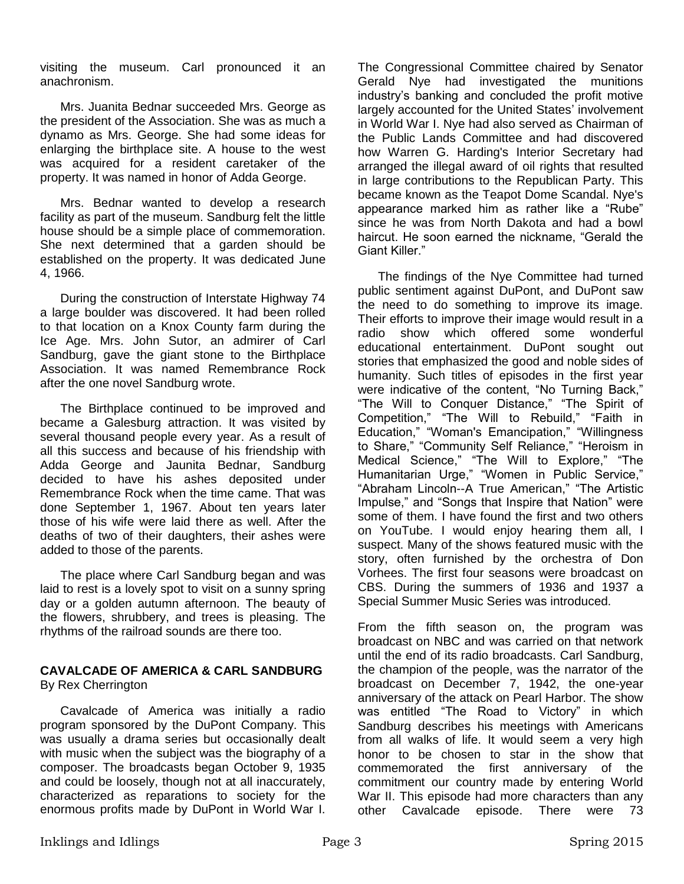visiting the museum. Carl pronounced it an anachronism.

Mrs. Juanita Bednar succeeded Mrs. George as the president of the Association. She was as much a dynamo as Mrs. George. She had some ideas for enlarging the birthplace site. A house to the west was acquired for a resident caretaker of the property. It was named in honor of Adda George.

Mrs. Bednar wanted to develop a research facility as part of the museum. Sandburg felt the little house should be a simple place of commemoration. She next determined that a garden should be established on the property. It was dedicated June 4, 1966.

During the construction of Interstate Highway 74 a large boulder was discovered. It had been rolled to that location on a Knox County farm during the Ice Age. Mrs. John Sutor, an admirer of Carl Sandburg, gave the giant stone to the Birthplace Association. It was named Remembrance Rock after the one novel Sandburg wrote.

The Birthplace continued to be improved and became a Galesburg attraction. It was visited by several thousand people every year. As a result of all this success and because of his friendship with Adda George and Jaunita Bednar, Sandburg decided to have his ashes deposited under Remembrance Rock when the time came. That was done September 1, 1967. About ten years later those of his wife were laid there as well. After the deaths of two of their daughters, their ashes were added to those of the parents.

The place where Carl Sandburg began and was laid to rest is a lovely spot to visit on a sunny spring day or a golden autumn afternoon. The beauty of the flowers, shrubbery, and trees is pleasing. The rhythms of the railroad sounds are there too.

**CAVALCADE OF AMERICA & CARL SANDBURG**
By Rex Cherrington

Cavalcade of America was initially a radio program sponsored by the DuPont Company. This was usually a drama series but occasionally dealt with music when the subject was the biography of a composer. The broadcasts began October 9, 1935 and could be loosely, though not at all inaccurately, characterized as reparations to society for the enormous profits made by DuPont in World War I. The Congressional Committee chaired by Senator Gerald Nye had investigated the munitions industry's banking and concluded the profit motive largely accounted for the United States' involvement in World War I. Nye had also served as Chairman of the Public Lands Committee and had discovered how Warren G. Harding's Interior Secretary had arranged the illegal award of oil rights that resulted in large contributions to the Republican Party. This became known as the Teapot Dome Scandal. Nye's appearance marked him as rather like a "Rube" since he was from North Dakota and had a bowl haircut. He soon earned the nickname, "Gerald the Giant Killer."

The findings of the Nye Committee had turned public sentiment against DuPont, and DuPont saw the need to do something to improve its image. Their efforts to improve their image would result in a radio show which offered some wonderful educational entertainment. DuPont sought out stories that emphasized the good and noble sides of humanity. Such titles of episodes in the first year were indicative of the content, "No Turning Back," "The Will to Conquer Distance," "The Spirit of Competition," "The Will to Rebuild," "Faith in Education," "Woman's Emancipation," "Willingness to Share," "Community Self Reliance," "Heroism in Medical Science," "The Will to Explore," "The Humanitarian Urge," "Women in Public Service," "Abraham Lincoln--A True American," "The Artistic Impulse," and "Songs that Inspire that Nation" were some of them. I have found the first and two others on YouTube. I would enjoy hearing them all, I suspect. Many of the shows featured music with the story, often furnished by the orchestra of Don Vorhees. The first four seasons were broadcast on CBS. During the summers of 1936 and 1937 a Special Summer Music Series was introduced.

From the fifth season on, the program was broadcast on NBC and was carried on that network until the end of its radio broadcasts. Carl Sandburg, the champion of the people, was the narrator of the broadcast on December 7, 1942, the one-year anniversary of the attack on Pearl Harbor. The show was entitled "The Road to Victory" in which Sandburg describes his meetings with Americans from all walks of life. It would seem a very high honor to be chosen to star in the show that commemorated the first anniversary of the commitment our country made by entering World War II. This episode had more characters than any other Cavalcade episode. There were 73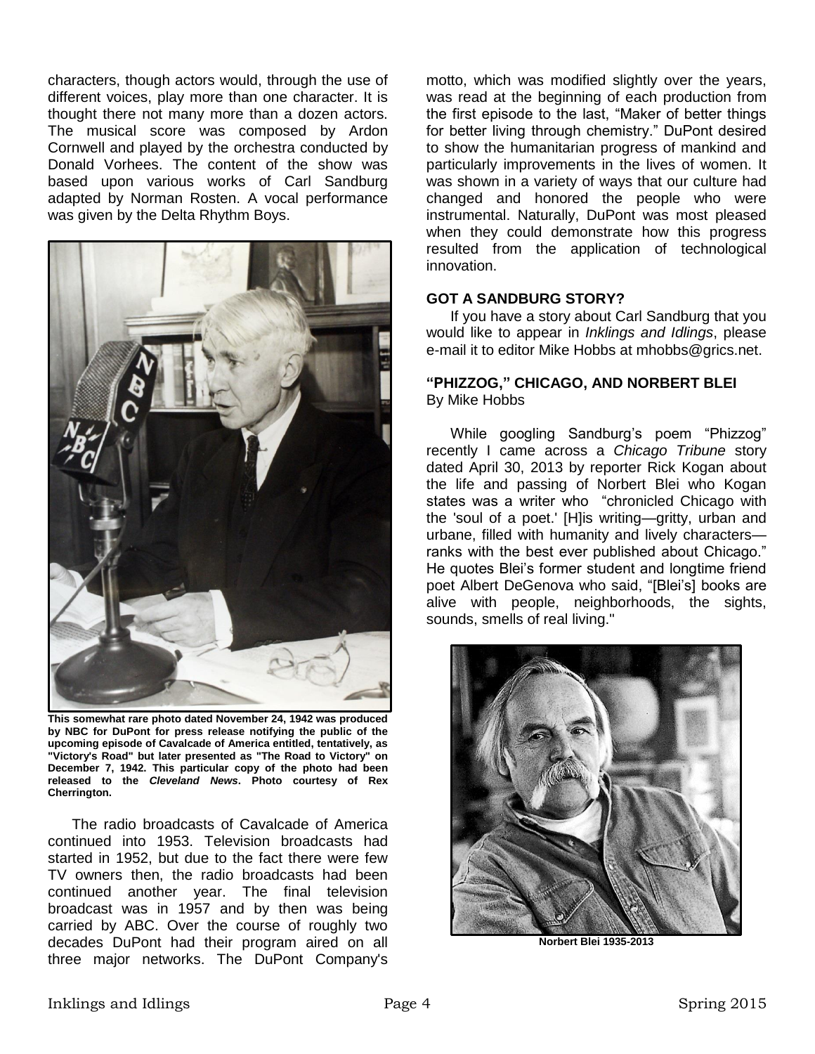characters, though actors would, through the use of different voices, play more than one character. It is thought there not many more than a dozen actors. The musical score was composed by Ardon Cornwell and played by the orchestra conducted by Donald Vorhees. The content of the show was based upon various works of Carl Sandburg adapted by Norman Rosten. A vocal performance was given by the Delta Rhythm Boys.

**This somewhat rare photo dated November 24, 1942 was produced by NBC for DuPont for press release notifying the public of the upcoming episode of Cavalcade of America entitled, tentatively, as "Victory's Road" but later presented as "The Road to Victory" on December 7, 1942. This particular copy of the photo had been released to the *Cleveland News*. Photo courtesy of Rex Cherrington.**

The radio broadcasts of Cavalcade of America continued into 1953. Television broadcasts had started in 1952, but due to the fact there were few TV owners then, the radio broadcasts had been continued another year. The final television broadcast was in 1957 and by then was being carried by ABC. Over the course of roughly two decades DuPont had their program aired on all three major networks. The DuPont Company's motto, which was modified slightly over the years, was read at the beginning of each production from the first episode to the last, "Maker of better things for better living through chemistry." DuPont desired to show the humanitarian progress of mankind and particularly improvements in the lives of women. It was shown in a variety of ways that our culture had changed and honored the people who were instrumental. Naturally, DuPont was most pleased when they could demonstrate how this progress resulted from the application of technological innovation.

**GOT A SANDBURG STORY?**

If you have a story about Carl Sandburg that you would like to appear in *Inklings and Idlings*, please e-mail it to editor Mike Hobbs at mhobbs@grics.net.

**"PHIZZOG," CHICAGO, AND NORBERT BLEI**
By Mike Hobbs

While googling Sandburg's poem "Phizzog" recently I came across a *Chicago Tribune* story dated April 30, 2013 by reporter Rick Kogan about the life and passing of Norbert Blei who Kogan states was a writer who "chronicled Chicago with the 'soul of a poet.' [H]is writing—gritty, urban and urbane, filled with humanity and lively characters—ranks with the best ever published about Chicago." He quotes Blei's former student and longtime friend poet Albert DeGenova who said, "[Blei's] books are alive with people, neighborhoods, the sights, sounds, smells of real living."

**Norbert Blei 1935-2013**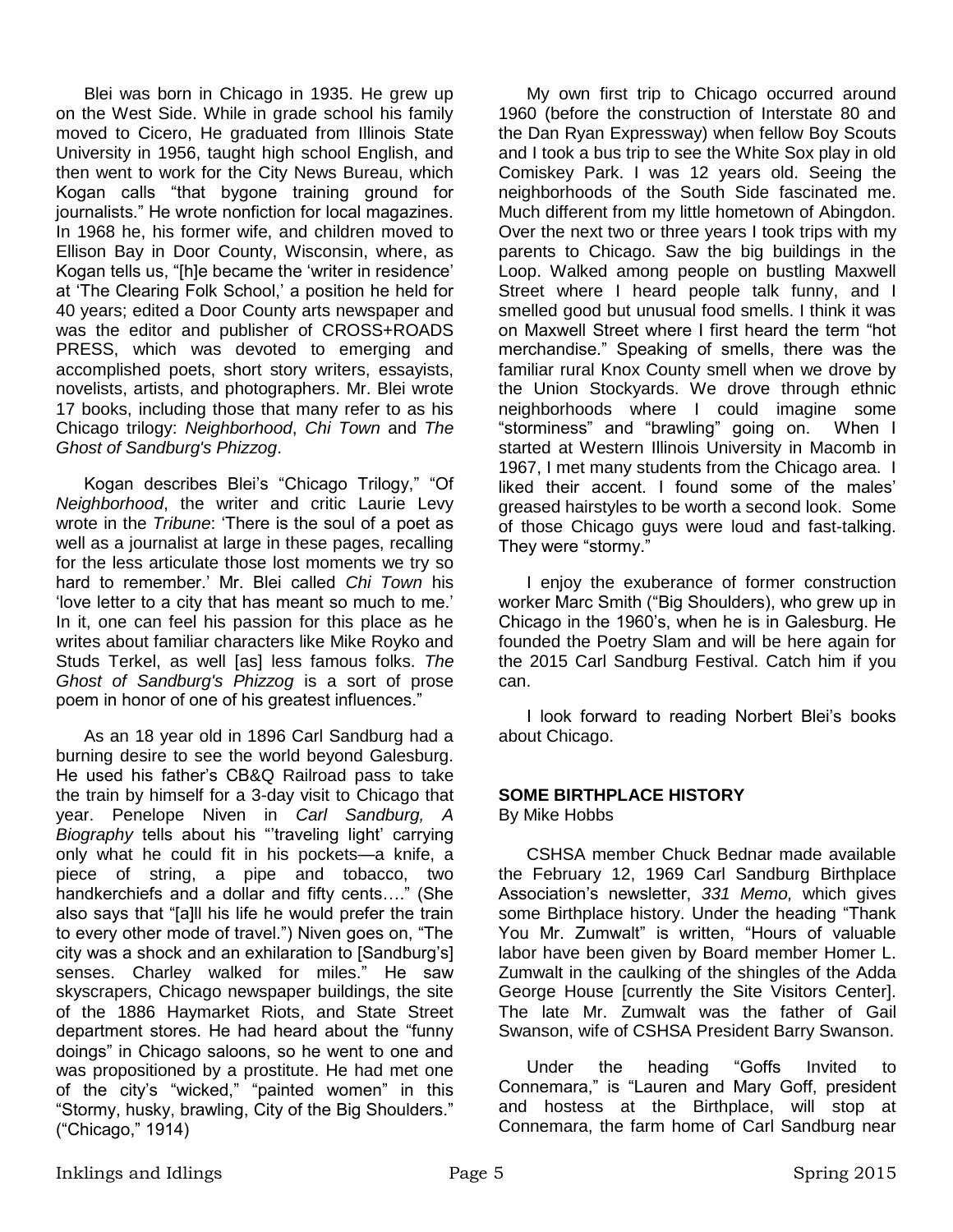Blei was born in Chicago in 1935. He grew up on the West Side. While in grade school his family moved to Cicero, He graduated from Illinois State University in 1956, taught high school English, and then went to work for the City News Bureau, which Kogan calls "that bygone training ground for journalists." He wrote nonfiction for local magazines. In 1968 he, his former wife, and children moved to Ellison Bay in Door County, Wisconsin, where, as Kogan tells us, "[h]e became the 'writer in residence' at 'The Clearing Folk School,' a position he held for 40 years; edited a Door County arts newspaper and was the editor and publisher of CROSS+ROADS PRESS, which was devoted to emerging and accomplished poets, short story writers, essayists, novelists, artists, and photographers. Mr. Blei wrote 17 books, including those that many refer to as his Chicago trilogy: *Neighborhood*, *Chi Town* and *The Ghost of Sandburg's Phizzog*.

Kogan describes Blei's "Chicago Trilogy," "Of *Neighborhood*, the writer and critic Laurie Levy wrote in the *Tribune*: 'There is the soul of a poet as well as a journalist at large in these pages, recalling for the less articulate those lost moments we try so hard to remember.' Mr. Blei called *Chi Town* his 'love letter to a city that has meant so much to me.' In it, one can feel his passion for this place as he writes about familiar characters like Mike Royko and Studs Terkel, as well [as] less famous folks. *The Ghost of Sandburg's Phizzog* is a sort of prose poem in honor of one of his greatest influences."

As an 18 year old in 1896 Carl Sandburg had a burning desire to see the world beyond Galesburg. He used his father's CB&Q Railroad pass to take the train by himself for a 3-day visit to Chicago that year. Penelope Niven in *Carl Sandburg, A Biography* tells about his "'traveling light' carrying only what he could fit in his pockets—a knife, a piece of string, a pipe and tobacco, two handkerchiefs and a dollar and fifty cents…." (She also says that "[a]ll his life he would prefer the train to every other mode of travel.") Niven goes on, "The city was a shock and an exhilaration to [Sandburg's] senses. Charley walked for miles." He saw skyscrapers, Chicago newspaper buildings, the site of the 1886 Haymarket Riots, and State Street department stores. He had heard about the "funny doings" in Chicago saloons, so he went to one and was propositioned by a prostitute. He had met one of the city's "wicked," "painted women" in this "Stormy, husky, brawling, City of the Big Shoulders." ("Chicago," 1914)

My own first trip to Chicago occurred around 1960 (before the construction of Interstate 80 and the Dan Ryan Expressway) when fellow Boy Scouts and I took a bus trip to see the White Sox play in old Comiskey Park. I was 12 years old. Seeing the neighborhoods of the South Side fascinated me. Much different from my little hometown of Abingdon. Over the next two or three years I took trips with my parents to Chicago. Saw the big buildings in the Loop. Walked among people on bustling Maxwell Street where I heard people talk funny, and I smelled good but unusual food smells. I think it was on Maxwell Street where I first heard the term "hot merchandise." Speaking of smells, there was the familiar rural Knox County smell when we drove by the Union Stockyards. We drove through ethnic neighborhoods where I could imagine some "storminess" and "brawling" going on. When I started at Western Illinois University in Macomb in 1967, I met many students from the Chicago area. I liked their accent. I found some of the males' greased hairstyles to be worth a second look. Some of those Chicago guys were loud and fast-talking. They were "stormy."

I enjoy the exuberance of former construction worker Marc Smith ("Big Shoulders), who grew up in Chicago in the 1960's, when he is in Galesburg. He founded the Poetry Slam and will be here again for the 2015 Carl Sandburg Festival. Catch him if you can.

I look forward to reading Norbert Blei's books about Chicago.

**SOME BIRTHPLACE HISTORY**
By Mike Hobbs

CSHSA member Chuck Bednar made available the February 12, 1969 Carl Sandburg Birthplace Association's newsletter, *331 Memo,* which gives some Birthplace history. Under the heading "Thank You Mr. Zumwalt" is written, "Hours of valuable labor have been given by Board member Homer L. Zumwalt in the caulking of the shingles of the Adda George House [currently the Site Visitors Center]. The late Mr. Zumwalt was the father of Gail Swanson, wife of CSHSA President Barry Swanson.

Under the heading "Goffs Invited to Connemara," is "Lauren and Mary Goff, president and hostess at the Birthplace, will stop at Connemara, the farm home of Carl Sandburg near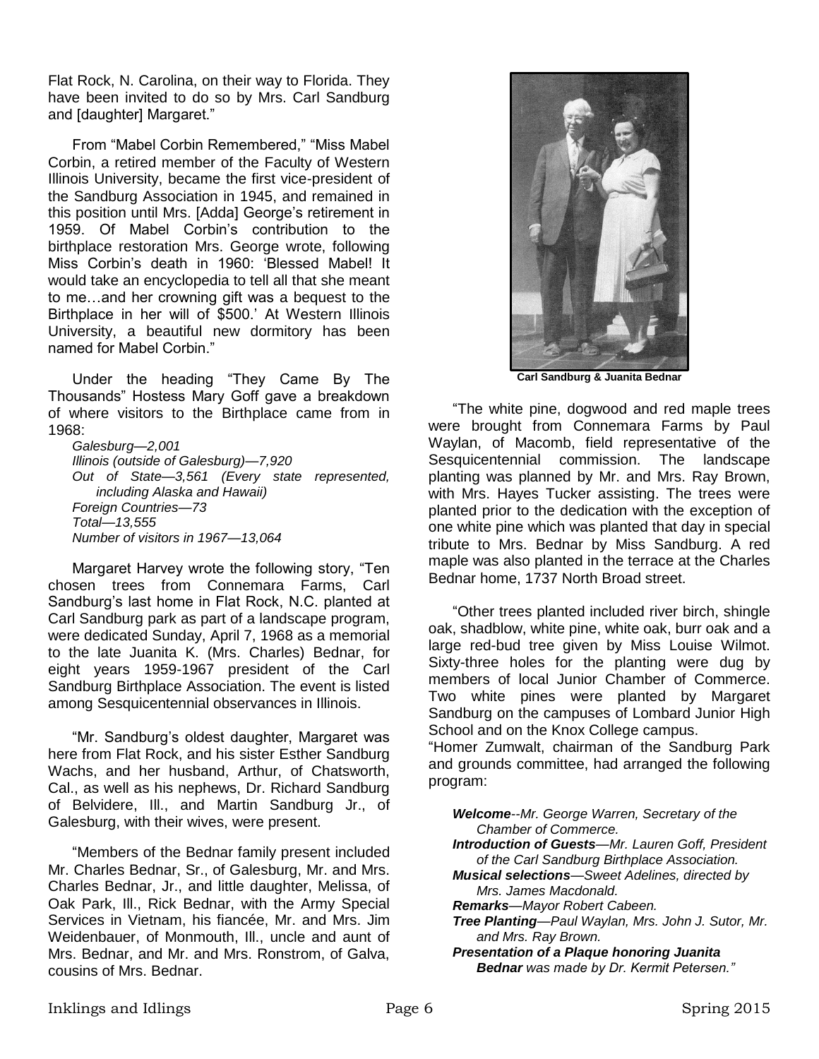Flat Rock, N. Carolina, on their way to Florida. They have been invited to do so by Mrs. Carl Sandburg and [daughter] Margaret."

From "Mabel Corbin Remembered," "Miss Mabel Corbin, a retired member of the Faculty of Western Illinois University, became the first vice-president of the Sandburg Association in 1945, and remained in this position until Mrs. [Adda] George's retirement in 1959. Of Mabel Corbin's contribution to the birthplace restoration Mrs. George wrote, following Miss Corbin's death in 1960: 'Blessed Mabel! It would take an encyclopedia to tell all that she meant to me…and her crowning gift was a bequest to the Birthplace in her will of $500.' At Western Illinois University, a beautiful new dormitory has been named for Mabel Corbin."

Under the heading "They Came By The Thousands" Hostess Mary Goff gave a breakdown of where visitors to the Birthplace came from in 1968:

*Galesburg—2,001*
*Illinois (outside of Galesburg)—7,920*
*Out of State—3,561 (Every state represented, including Alaska and Hawaii)*
*Foreign Countries—73*
*Total—13,555*
*Number of visitors in 1967—13,064*

Margaret Harvey wrote the following story, "Ten chosen trees from Connemara Farms, Carl Sandburg's last home in Flat Rock, N.C. planted at Carl Sandburg park as part of a landscape program, were dedicated Sunday, April 7, 1968 as a memorial to the late Juanita K. (Mrs. Charles) Bednar, for eight years 1959-1967 president of the Carl Sandburg Birthplace Association. The event is listed among Sesquicentennial observances in Illinois.

"Mr. Sandburg's oldest daughter, Margaret was here from Flat Rock, and his sister Esther Sandburg Wachs, and her husband, Arthur, of Chatsworth, Cal., as well as his nephews, Dr. Richard Sandburg of Belvidere, Ill., and Martin Sandburg Jr., of Galesburg, with their wives, were present.

"Members of the Bednar family present included Mr. Charles Bednar, Sr., of Galesburg, Mr. and Mrs. Charles Bednar, Jr., and little daughter, Melissa, of Oak Park, Ill., Rick Bednar, with the Army Special Services in Vietnam, his fiancée, Mr. and Mrs. Jim Weidenbauer, of Monmouth, Ill., uncle and aunt of Mrs. Bednar, and Mr. and Mrs. Ronstrom, of Galva, cousins of Mrs. Bednar.

**Carl Sandburg & Juanita Bednar**

"The white pine, dogwood and red maple trees were brought from Connemara Farms by Paul Waylan, of Macomb, field representative of the Sesquicentennial commission. The landscape planting was planned by Mr. and Mrs. Ray Brown, with Mrs. Hayes Tucker assisting. The trees were planted prior to the dedication with the exception of one white pine which was planted that day in special tribute to Mrs. Bednar by Miss Sandburg. A red maple was also planted in the terrace at the Charles Bednar home, 1737 North Broad street.

"Other trees planted included river birch, shingle oak, shadblow, white pine, white oak, burr oak and a large red-bud tree given by Miss Louise Wilmot. Sixty-three holes for the planting were dug by members of local Junior Chamber of Commerce. Two white pines were planted by Margaret Sandburg on the campuses of Lombard Junior High School and on the Knox College campus.

"Homer Zumwalt, chairman of the Sandburg Park and grounds committee, had arranged the following program:

***Welcome****--Mr. George Warren, Secretary of the Chamber of Commerce.*
***Introduction of Guests****—Mr. Lauren Goff, President of the Carl Sandburg Birthplace Association.*
***Musical selections****—Sweet Adelines, directed by Mrs. James Macdonald.*
***Remarks****—Mayor Robert Cabeen.*
***Tree Planting****—Paul Waylan, Mrs. John J. Sutor, Mr. and Mrs. Ray Brown.*
***Presentation of a Plaque honoring Juanita Bednar** was made by Dr. Kermit Petersen."*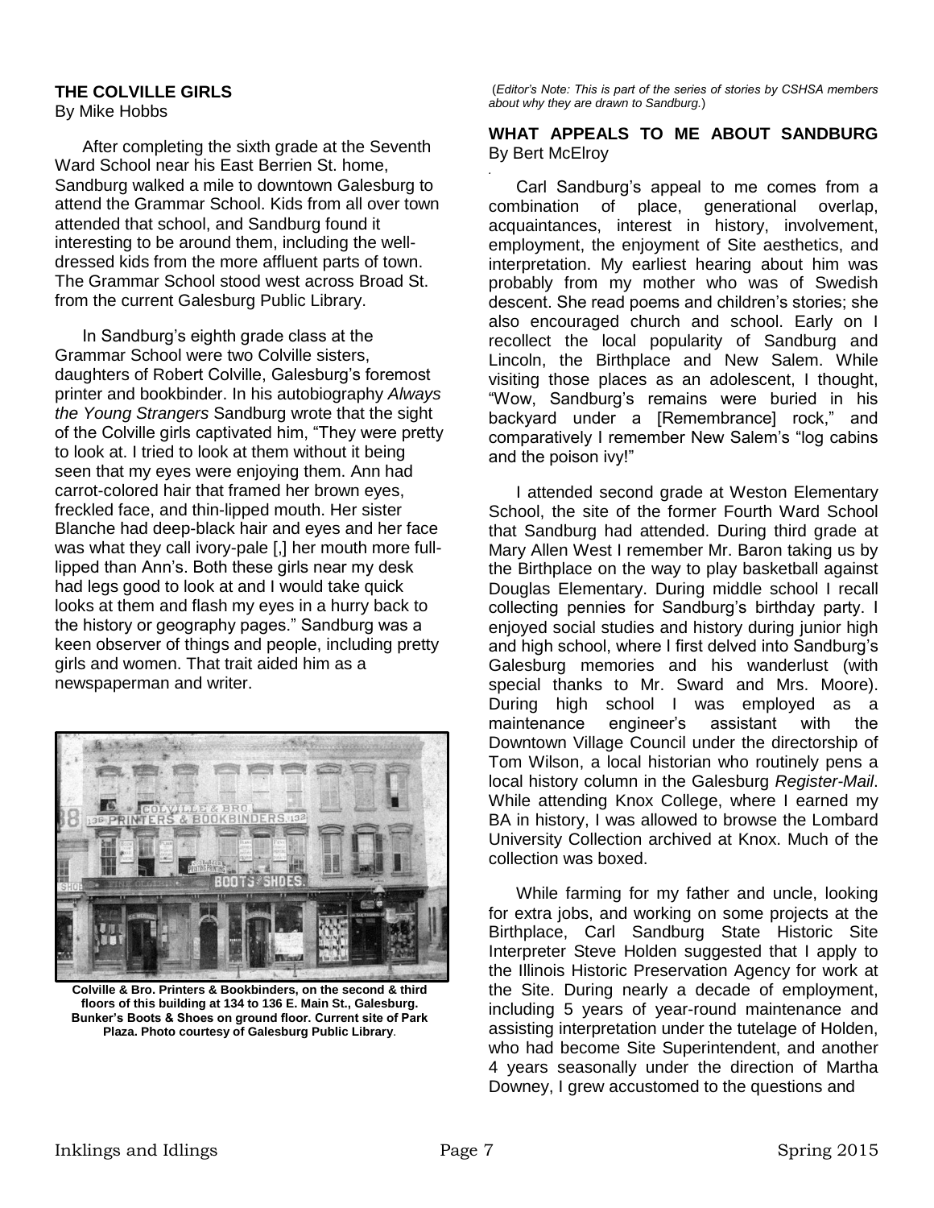## THE COLVILLE GIRLS

By Mike Hobbs

After completing the sixth grade at the Seventh Ward School near his East Berrien St. home, Sandburg walked a mile to downtown Galesburg to attend the Grammar School. Kids from all over town attended that school, and Sandburg found it interesting to be around them, including the well-dressed kids from the more affluent parts of town. The Grammar School stood west across Broad St. from the current Galesburg Public Library.

In Sandburg's eighth grade class at the Grammar School were two Colville sisters, daughters of Robert Colville, Galesburg's foremost printer and bookbinder. In his autobiography *Always the Young Strangers* Sandburg wrote that the sight of the Colville girls captivated him, "They were pretty to look at. I tried to look at them without it being seen that my eyes were enjoying them. Ann had carrot-colored hair that framed her brown eyes, freckled face, and thin-lipped mouth. Her sister Blanche had deep-black hair and eyes and her face was what they call ivory-pale [,] her mouth more full-lipped than Ann's. Both these girls near my desk had legs good to look at and I would take quick looks at them and flash my eyes in a hurry back to the history or geography pages." Sandburg was a keen observer of things and people, including pretty girls and women. That trait aided him as a newspaperman and writer.

**Colville & Bro. Printers & Bookbinders, on the second & third floors of this building at 134 to 136 E. Main St., Galesburg. Bunker's Boots & Shoes on ground floor. Current site of Park Plaza. Photo courtesy of Galesburg Public Library**.

(*Editor's Note: This is part of the series of stories by CSHSA members about why they are drawn to Sandburg.*)

## WHAT APPEALS TO ME ABOUT SANDBURG

By Bert McElroy

Carl Sandburg's appeal to me comes from a combination of place, generational overlap, acquaintances, interest in history, involvement, employment, the enjoyment of Site aesthetics, and interpretation. My earliest hearing about him was probably from my mother who was of Swedish descent. She read poems and children's stories; she also encouraged church and school. Early on I recollect the local popularity of Sandburg and Lincoln, the Birthplace and New Salem. While visiting those places as an adolescent, I thought, "Wow, Sandburg's remains were buried in his backyard under a [Remembrance] rock," and comparatively I remember New Salem's "log cabins and the poison ivy!"

I attended second grade at Weston Elementary School, the site of the former Fourth Ward School that Sandburg had attended. During third grade at Mary Allen West I remember Mr. Baron taking us by the Birthplace on the way to play basketball against Douglas Elementary. During middle school I recall collecting pennies for Sandburg's birthday party. I enjoyed social studies and history during junior high and high school, where I first delved into Sandburg's Galesburg memories and his wanderlust (with special thanks to Mr. Sward and Mrs. Moore). During high school I was employed as a maintenance engineer's assistant with the Downtown Village Council under the directorship of Tom Wilson, a local historian who routinely pens a local history column in the Galesburg *Register-Mail*. While attending Knox College, where I earned my BA in history, I was allowed to browse the Lombard University Collection archived at Knox. Much of the collection was boxed.

While farming for my father and uncle, looking for extra jobs, and working on some projects at the Birthplace, Carl Sandburg State Historic Site Interpreter Steve Holden suggested that I apply to the Illinois Historic Preservation Agency for work at the Site. During nearly a decade of employment, including 5 years of year-round maintenance and assisting interpretation under the tutelage of Holden, who had become Site Superintendent, and another 4 years seasonally under the direction of Martha Downey, I grew accustomed to the questions and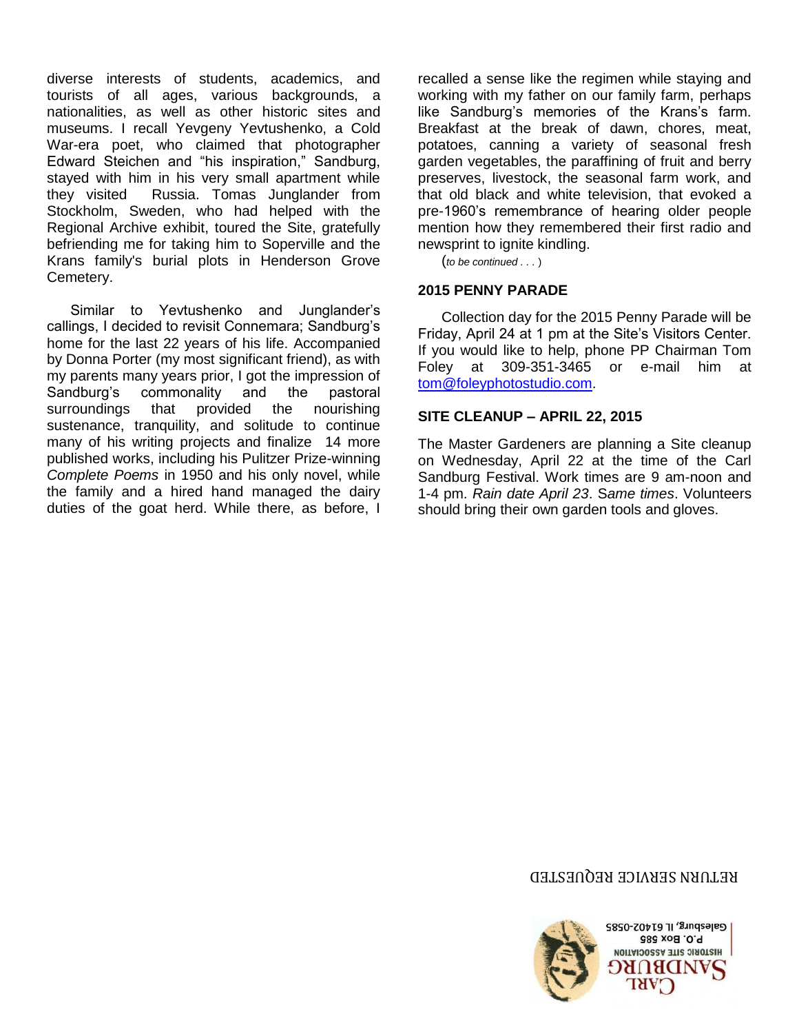diverse interests of students, academics, and tourists of all ages, various backgrounds, a nationalities, as well as other historic sites and museums. I recall Yevgeny Yevtushenko, a Cold War-era poet, who claimed that photographer Edward Steichen and "his inspiration," Sandburg, stayed with him in his very small apartment while they visited Russia. Tomas Junglander from Stockholm, Sweden, who had helped with the Regional Archive exhibit, toured the Site, gratefully befriending me for taking him to Soperville and the Krans family's burial plots in Henderson Grove Cemetery.

Similar to Yevtushenko and Junglander's callings, I decided to revisit Connemara; Sandburg's home for the last 22 years of his life. Accompanied by Donna Porter (my most significant friend), as with my parents many years prior, I got the impression of Sandburg's commonality and the pastoral surroundings that provided the nourishing sustenance, tranquility, and solitude to continue many of his writing projects and finalize 14 more published works, including his Pulitzer Prize-winning *Complete Poems* in 1950 and his only novel, while the family and a hired hand managed the dairy duties of the goat herd. While there, as before, I recalled a sense like the regimen while staying and working with my father on our family farm, perhaps like Sandburg's memories of the Krans's farm. Breakfast at the break of dawn, chores, meat, potatoes, canning a variety of seasonal fresh garden vegetables, the paraffining of fruit and berry preserves, livestock, the seasonal farm work, and that old black and white television, that evoked a pre-1960's remembrance of hearing older people mention how they remembered their first radio and newsprint to ignite kindling.

(*to be continued . . .* )

### 2015 PENNY PARADE

Collection day for the 2015 Penny Parade will be Friday, April 24 at 1 pm at the Site's Visitors Center. If you would like to help, phone PP Chairman Tom Foley at 309-351-3465 or e-mail him at tom@foleyphotostudio.com.

### SITE CLEANUP – APRIL 22, 2015

The Master Gardeners are planning a Site cleanup on Wednesday, April 22 at the time of the Carl Sandburg Festival. Work times are 9 am-noon and 1-4 pm. *Rain date April 23*. S*ame times*. Volunteers should bring their own garden tools and gloves.

RETURN SERVICE REQUESTED

Carl Sandburg
HISTORIC SITE ASSOCIATION
P.O. Box 585
Galesburg, IL 61402-0585